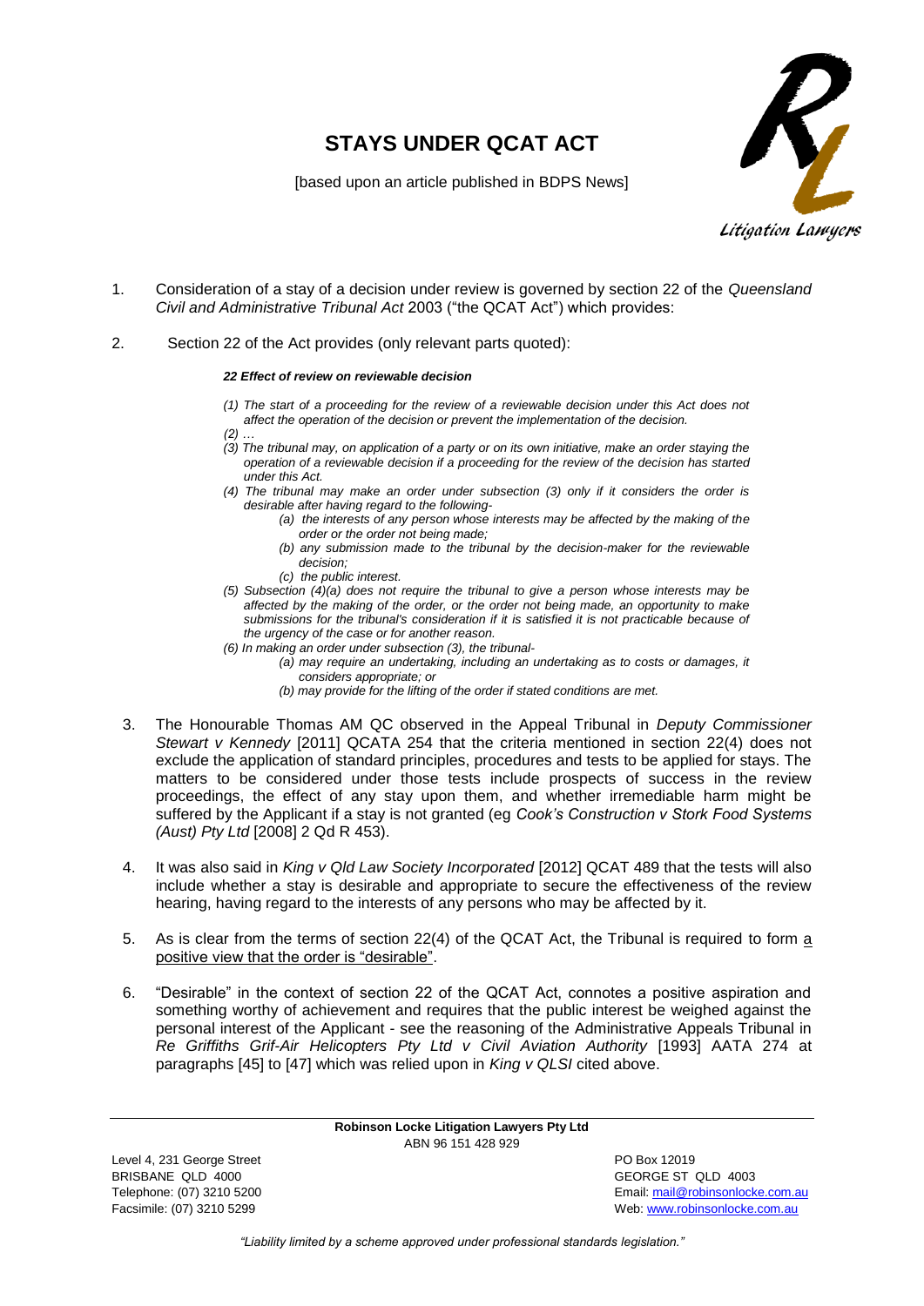# STAYS UNDER QCAT ACT

[based upon an article published in BDPS News]

1. Consideration of a stay of a decision under review is governed by section 22 of the *Queensland Civil and Administrative Tribunal Act* 2003 ("the QCAT Act") which provides:

2. Section 22 of the Act provides (only relevant parts quoted):

> ***22 Effect of review on reviewable decision***
>
> *(1) The start of a proceeding for the review of a reviewable decision under this Act does not affect the operation of the decision or prevent the implementation of the decision.*
>
> *(2) …*
>
> *(3) The tribunal may, on application of a party or on its own initiative, make an order staying the operation of a reviewable decision if a proceeding for the review of the decision has started under this Act.*
>
> *(4) The tribunal may make an order under subsection (3) only if it considers the order is desirable after having regard to the following-*
>
> > *(a) the interests of any person whose interests may be affected by the making of the order or the order not being made;*
> >
> > *(b) any submission made to the tribunal by the decision-maker for the reviewable decision;*
> >
> > *(c) the public interest.*
>
> *(5) Subsection (4)(a) does not require the tribunal to give a person whose interests may be affected by the making of the order, or the order not being made, an opportunity to make submissions for the tribunal's consideration if it is satisfied it is not practicable because of the urgency of the case or for another reason.*
>
> *(6) In making an order under subsection (3), the tribunal-*
>
> > *(a) may require an undertaking, including an undertaking as to costs or damages, it considers appropriate; or*
> >
> > *(b) may provide for the lifting of the order if stated conditions are met.*

3. The Honourable Thomas AM QC observed in the Appeal Tribunal in *Deputy Commissioner Stewart v Kennedy* [2011] QCATA 254 that the criteria mentioned in section 22(4) does not exclude the application of standard principles, procedures and tests to be applied for stays. The matters to be considered under those tests include prospects of success in the review proceedings, the effect of any stay upon them, and whether irremediable harm might be suffered by the Applicant if a stay is not granted (eg *Cook's Construction v Stork Food Systems (Aust) Pty Ltd* [2008] 2 Qd R 453).

4. It was also said in *King v Qld Law Society Incorporated* [2012] QCAT 489 that the tests will also include whether a stay is desirable and appropriate to secure the effectiveness of the review hearing, having regard to the interests of any persons who may be affected by it.

5. As is clear from the terms of section 22(4) of the QCAT Act, the Tribunal is required to form <u>a positive view that the order is "desirable"</u>.

6. "Desirable" in the context of section 22 of the QCAT Act, connotes a positive aspiration and something worthy of achievement and requires that the public interest be weighed against the personal interest of the Applicant - see the reasoning of the Administrative Appeals Tribunal in *Re Griffiths Grif-Air Helicopters Pty Ltd v Civil Aviation Authority* [1993] AATA 274 at paragraphs [45] to [47] which was relied upon in *King v QLSI* cited above.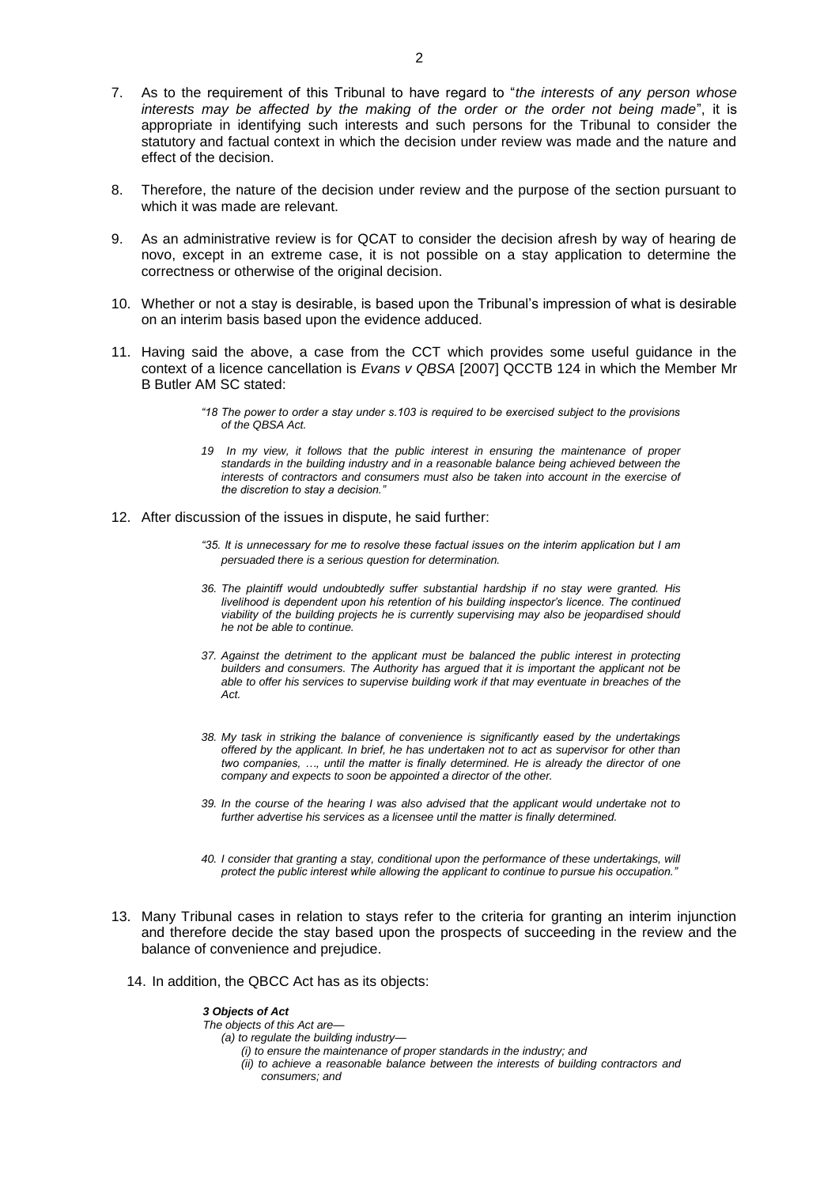7. As to the requirement of this Tribunal to have regard to "*the interests of any person whose interests may be affected by the making of the order or the order not being made*", it is appropriate in identifying such interests and such persons for the Tribunal to consider the statutory and factual context in which the decision under review was made and the nature and effect of the decision.

8. Therefore, the nature of the decision under review and the purpose of the section pursuant to which it was made are relevant.

9. As an administrative review is for QCAT to consider the decision afresh by way of hearing de novo, except in an extreme case, it is not possible on a stay application to determine the correctness or otherwise of the original decision.

10. Whether or not a stay is desirable, is based upon the Tribunal's impression of what is desirable on an interim basis based upon the evidence adduced.

11. Having said the above, a case from the CCT which provides some useful guidance in the context of a licence cancellation is *Evans v QBSA* [2007] QCCTB 124 in which the Member Mr B Butler AM SC stated:

> *"18 The power to order a stay under s.103 is required to be exercised subject to the provisions of the QBSA Act.*
>
> *19 In my view, it follows that the public interest in ensuring the maintenance of proper standards in the building industry and in a reasonable balance being achieved between the interests of contractors and consumers must also be taken into account in the exercise of the discretion to stay a decision."*

12. After discussion of the issues in dispute, he said further:

> *"35. It is unnecessary for me to resolve these factual issues on the interim application but I am persuaded there is a serious question for determination.*
>
> *36. The plaintiff would undoubtedly suffer substantial hardship if no stay were granted. His livelihood is dependent upon his retention of his building inspector's licence. The continued viability of the building projects he is currently supervising may also be jeopardised should he not be able to continue.*
>
> *37. Against the detriment to the applicant must be balanced the public interest in protecting builders and consumers. The Authority has argued that it is important the applicant not be able to offer his services to supervise building work if that may eventuate in breaches of the Act.*
>
> *38. My task in striking the balance of convenience is significantly eased by the undertakings offered by the applicant. In brief, he has undertaken not to act as supervisor for other than two companies, …, until the matter is finally determined. He is already the director of one company and expects to soon be appointed a director of the other.*
>
> *39. In the course of the hearing I was also advised that the applicant would undertake not to further advertise his services as a licensee until the matter is finally determined.*
>
> *40. I consider that granting a stay, conditional upon the performance of these undertakings, will protect the public interest while allowing the applicant to continue to pursue his occupation."*

13. Many Tribunal cases in relation to stays refer to the criteria for granting an interim injunction and therefore decide the stay based upon the prospects of succeeding in the review and the balance of convenience and prejudice.

14. In addition, the QBCC Act has as its objects:

> ***3 Objects of Act***
>
> *The objects of this Act are—*
>
> *(a) to regulate the building industry—*
>
> *(i) to ensure the maintenance of proper standards in the industry; and*
>
> *(ii) to achieve a reasonable balance between the interests of building contractors and consumers; and*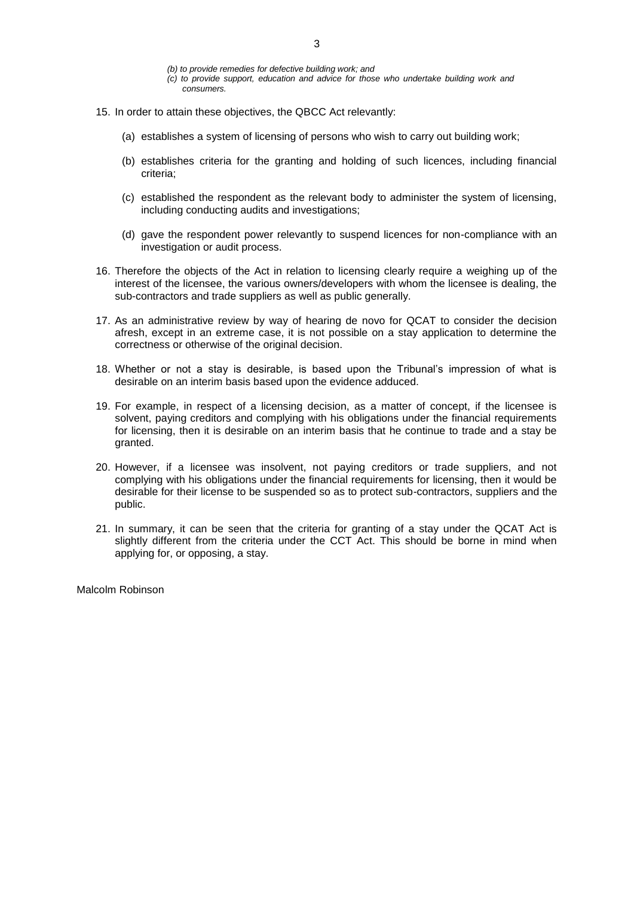*(b) to provide remedies for defective building work; and*

*(c) to provide support, education and advice for those who undertake building work and consumers.*

15. In order to attain these objectives, the QBCC Act relevantly:

    (a) establishes a system of licensing of persons who wish to carry out building work;

    (b) establishes criteria for the granting and holding of such licences, including financial criteria;

    (c) established the respondent as the relevant body to administer the system of licensing, including conducting audits and investigations;

    (d) gave the respondent power relevantly to suspend licences for non-compliance with an investigation or audit process.

16. Therefore the objects of the Act in relation to licensing clearly require a weighing up of the interest of the licensee, the various owners/developers with whom the licensee is dealing, the sub-contractors and trade suppliers as well as public generally.

17. As an administrative review by way of hearing de novo for QCAT to consider the decision afresh, except in an extreme case, it is not possible on a stay application to determine the correctness or otherwise of the original decision.

18. Whether or not a stay is desirable, is based upon the Tribunal's impression of what is desirable on an interim basis based upon the evidence adduced.

19. For example, in respect of a licensing decision, as a matter of concept, if the licensee is solvent, paying creditors and complying with his obligations under the financial requirements for licensing, then it is desirable on an interim basis that he continue to trade and a stay be granted.

20. However, if a licensee was insolvent, not paying creditors or trade suppliers, and not complying with his obligations under the financial requirements for licensing, then it would be desirable for their license to be suspended so as to protect sub-contractors, suppliers and the public.

21. In summary, it can be seen that the criteria for granting of a stay under the QCAT Act is slightly different from the criteria under the CCT Act. This should be borne in mind when applying for, or opposing, a stay.

Malcolm Robinson